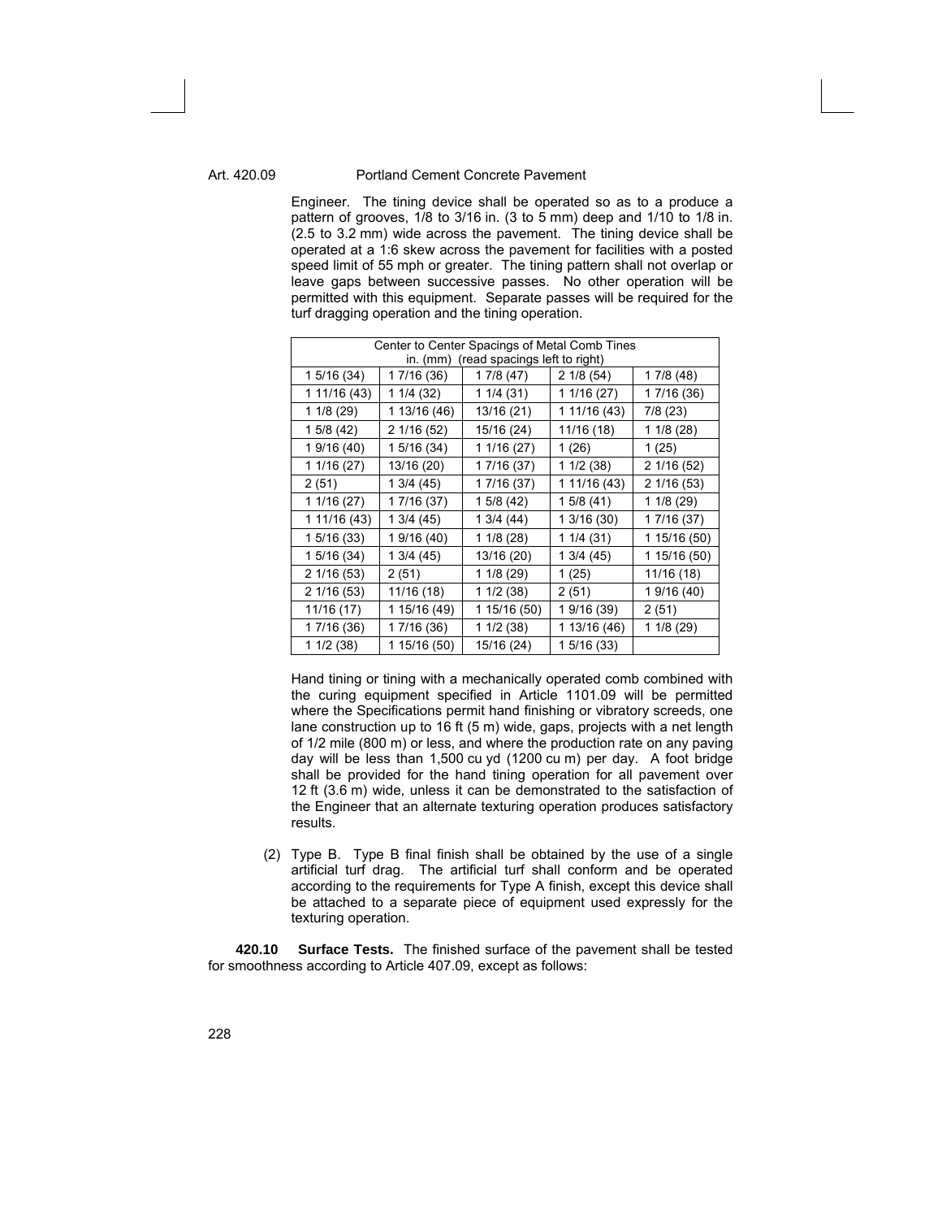Engineer. The tining device shall be operated so as to a produce a pattern of grooves, 1/8 to 3/16 in. (3 to 5 mm) deep and 1/10 to 1/8 in. (2.5 to 3.2 mm) wide across the pavement. The tining device shall be operated at a 1:6 skew across the pavement for facilities with a posted speed limit of 55 mph or greater. The tining pattern shall not overlap or leave gaps between successive passes. No other operation will be permitted with this equipment. Separate passes will be required for the turf dragging operation and the tining operation.

| Center to Center Spacings of Metal Comb Tines in. (mm) (read spacings left to right) | | | | |
|---|---|---|---|---|
| 1 5/16 (34) | 1 7/16 (36) | 1 7/8 (47) | 2 1/8 (54) | 1 7/8 (48) |
| 1 11/16 (43) | 1 1/4 (32) | 1 1/4 (31) | 1 1/16 (27) | 1 7/16 (36) |
| 1 1/8 (29) | 1 13/16 (46) | 13/16 (21) | 1 11/16 (43) | 7/8 (23) |
| 1 5/8 (42) | 2 1/16 (52) | 15/16 (24) | 11/16 (18) | 1 1/8 (28) |
| 1 9/16 (40) | 1 5/16 (34) | 1 1/16 (27) | 1 (26) | 1 (25) |
| 1 1/16 (27) | 13/16 (20) | 1 7/16 (37) | 1 1/2 (38) | 2 1/16 (52) |
| 2 (51) | 1 3/4 (45) | 1 7/16 (37) | 1 11/16 (43) | 2 1/16 (53) |
| 1 1/16 (27) | 1 7/16 (37) | 1 5/8 (42) | 1 5/8 (41) | 1 1/8 (29) |
| 1 11/16 (43) | 1 3/4 (45) | 1 3/4 (44) | 1 3/16 (30) | 1 7/16 (37) |
| 1 5/16 (33) | 1 9/16 (40) | 1 1/8 (28) | 1 1/4 (31) | 1 15/16 (50) |
| 1 5/16 (34) | 1 3/4 (45) | 13/16 (20) | 1 3/4 (45) | 1 15/16 (50) |
| 2 1/16 (53) | 2 (51) | 1 1/8 (29) | 1 (25) | 11/16 (18) |
| 2 1/16 (53) | 11/16 (18) | 1 1/2 (38) | 2 (51) | 1 9/16 (40) |
| 11/16 (17) | 1 15/16 (49) | 1 15/16 (50) | 1 9/16 (39) | 2 (51) |
| 1 7/16 (36) | 1 7/16 (36) | 1 1/2 (38) | 1 13/16 (46) | 1 1/8 (29) |
| 1 1/2 (38) | 1 15/16 (50) | 15/16 (24) | 1 5/16 (33) | |

Hand tining or tining with a mechanically operated comb combined with the curing equipment specified in Article 1101.09 will be permitted where the Specifications permit hand finishing or vibratory screeds, one lane construction up to 16 ft (5 m) wide, gaps, projects with a net length of 1/2 mile (800 m) or less, and where the production rate on any paving day will be less than 1,500 cu yd (1200 cu m) per day. A foot bridge shall be provided for the hand tining operation for all pavement over 12 ft (3.6 m) wide, unless it can be demonstrated to the satisfaction of the Engineer that an alternate texturing operation produces satisfactory results.

(2) Type B. Type B final finish shall be obtained by the use of a single artificial turf drag. The artificial turf shall conform and be operated according to the requirements for Type A finish, except this device shall be attached to a separate piece of equipment used expressly for the texturing operation.

**420.10 Surface Tests.** The finished surface of the pavement shall be tested for smoothness according to Article 407.09, except as follows: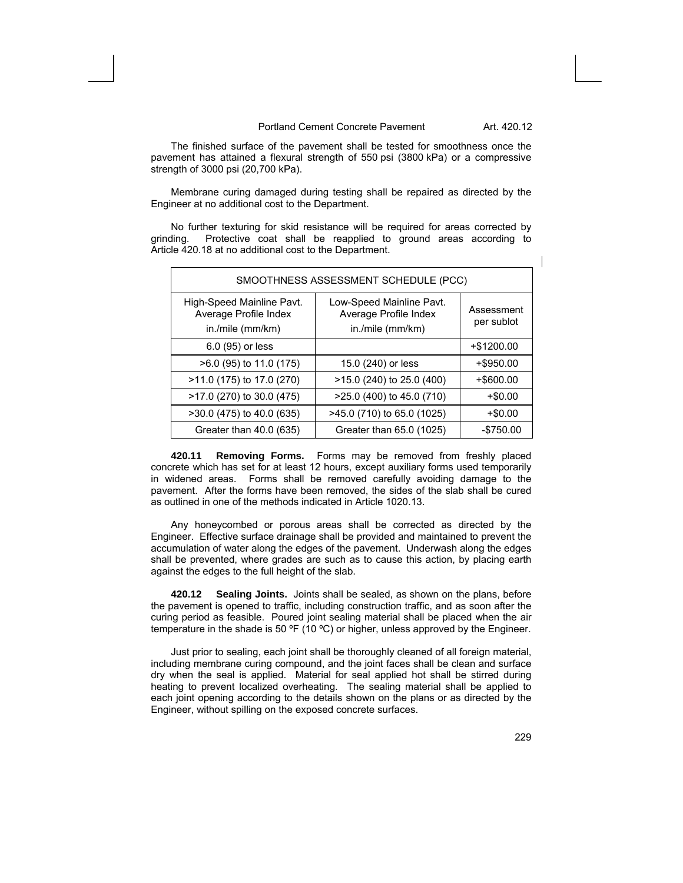The finished surface of the pavement shall be tested for smoothness once the pavement has attained a flexural strength of 550 psi (3800 kPa) or a compressive strength of 3000 psi (20,700 kPa).

Membrane curing damaged during testing shall be repaired as directed by the Engineer at no additional cost to the Department.

No further texturing for skid resistance will be required for areas corrected by grinding. Protective coat shall be reapplied to ground areas according to Article 420.18 at no additional cost to the Department.

| SMOOTHNESS ASSESSMENT SCHEDULE (PCC) | | |
|---|---|---|
| High-Speed Mainline Pavt. Average Profile Index in./mile (mm/km) | Low-Speed Mainline Pavt. Average Profile Index in./mile (mm/km) | Assessment per sublot |
| 6.0 (95) or less | | +$1200.00 |
| >6.0 (95) to 11.0 (175) | 15.0 (240) or less | +$950.00 |
| >11.0 (175) to 17.0 (270) | >15.0 (240) to 25.0 (400) | +$600.00 |
| >17.0 (270) to 30.0 (475) | >25.0 (400) to 45.0 (710) | +$0.00 |
| >30.0 (475) to 40.0 (635) | >45.0 (710) to 65.0 (1025) | +$0.00 |
| Greater than 40.0 (635) | Greater than 65.0 (1025) | -$750.00 |

**420.11 Removing Forms.** Forms may be removed from freshly placed concrete which has set for at least 12 hours, except auxiliary forms used temporarily in widened areas. Forms shall be removed carefully avoiding damage to the pavement. After the forms have been removed, the sides of the slab shall be cured as outlined in one of the methods indicated in Article 1020.13.

Any honeycombed or porous areas shall be corrected as directed by the Engineer. Effective surface drainage shall be provided and maintained to prevent the accumulation of water along the edges of the pavement. Underwash along the edges shall be prevented, where grades are such as to cause this action, by placing earth against the edges to the full height of the slab.

**420.12 Sealing Joints.** Joints shall be sealed, as shown on the plans, before the pavement is opened to traffic, including construction traffic, and as soon after the curing period as feasible. Poured joint sealing material shall be placed when the air temperature in the shade is 50 ºF (10 ºC) or higher, unless approved by the Engineer.

Just prior to sealing, each joint shall be thoroughly cleaned of all foreign material, including membrane curing compound, and the joint faces shall be clean and surface dry when the seal is applied. Material for seal applied hot shall be stirred during heating to prevent localized overheating. The sealing material shall be applied to each joint opening according to the details shown on the plans or as directed by the Engineer, without spilling on the exposed concrete surfaces.